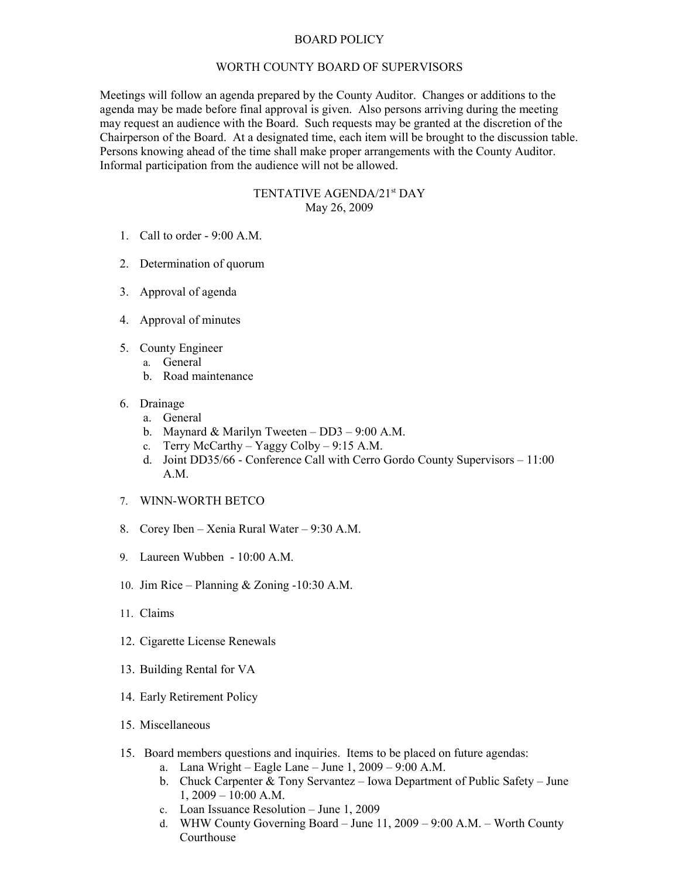# BOARD POLICY

## WORTH COUNTY BOARD OF SUPERVISORS

Meetings will follow an agenda prepared by the County Auditor. Changes or additions to the agenda may be made before final approval is given. Also persons arriving during the meeting may request an audience with the Board. Such requests may be granted at the discretion of the Chairperson of the Board. At a designated time, each item will be brought to the discussion table. Persons knowing ahead of the time shall make proper arrangements with the County Auditor. Informal participation from the audience will not be allowed.

### TENTATIVE AGENDA/21st DAY
May 26, 2009

1. Call to order - 9:00 A.M.

2. Determination of quorum

3. Approval of agenda

4. Approval of minutes

5. County Engineer
   a. General
   b. Road maintenance

6. Drainage
   a. General
   b. Maynard & Marilyn Tweeten – DD3 – 9:00 A.M.
   c. Terry McCarthy – Yaggy Colby – 9:15 A.M.
   d. Joint DD35/66 - Conference Call with Cerro Gordo County Supervisors – 11:00 A.M.

7. WINN-WORTH BETCO

8. Corey Iben – Xenia Rural Water – 9:30 A.M.

9. Laureen Wubben - 10:00 A.M.

10. Jim Rice – Planning & Zoning -10:30 A.M.

11. Claims

12. Cigarette License Renewals

13. Building Rental for VA

14. Early Retirement Policy

15. Miscellaneous

15. Board members questions and inquiries. Items to be placed on future agendas:
    a. Lana Wright – Eagle Lane – June 1, 2009 – 9:00 A.M.
    b. Chuck Carpenter & Tony Servantez – Iowa Department of Public Safety – June 1, 2009 – 10:00 A.M.
    c. Loan Issuance Resolution – June 1, 2009
    d. WHW County Governing Board – June 11, 2009 – 9:00 A.M. – Worth County Courthouse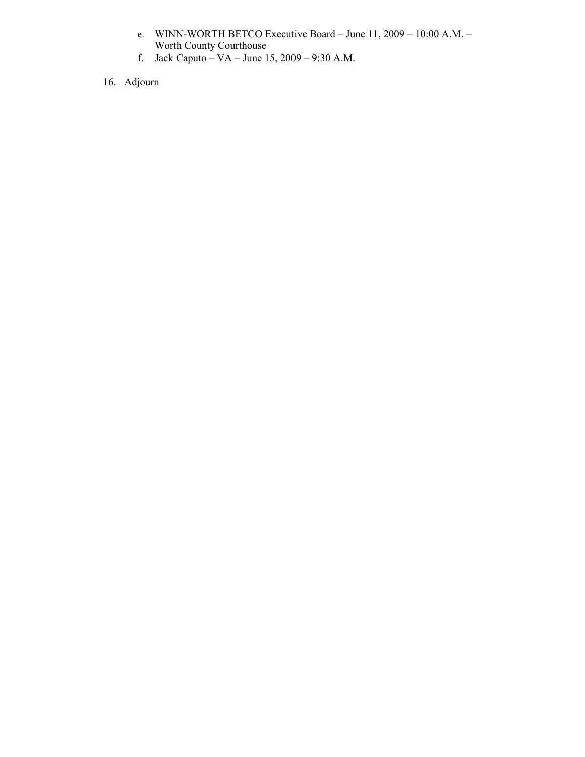e. WINN-WORTH BETCO Executive Board – June 11, 2009 – 10:00 A.M. – Worth County Courthouse
   f. Jack Caputo – VA – June 15, 2009 – 9:30 A.M.

16. Adjourn